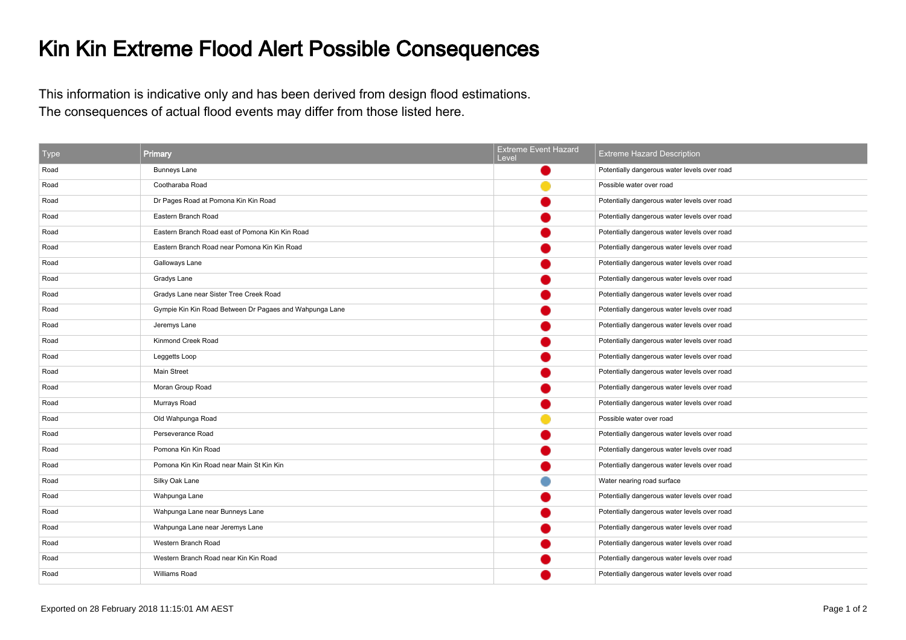# Kin Kin Extreme Flood Alert Possible Consequences

This information is indicative only and has been derived from design flood estimations.
The consequences of actual flood events may differ from those listed here.

| Type | Primary | Extreme Event Hazard Level | Extreme Hazard Description |
|---|---|---|---|
| Road | Bunneys Lane | Red | Potentially dangerous water levels over road |
| Road | Cootharaba Road | Yellow | Possible water over road |
| Road | Dr Pages Road at Pomona Kin Kin Road | Red | Potentially dangerous water levels over road |
| Road | Eastern Branch Road | Red | Potentially dangerous water levels over road |
| Road | Eastern Branch Road east of Pomona Kin Kin Road | Red | Potentially dangerous water levels over road |
| Road | Eastern Branch Road near Pomona Kin Kin Road | Red | Potentially dangerous water levels over road |
| Road | Galloways Lane | Red | Potentially dangerous water levels over road |
| Road | Gradys Lane | Red | Potentially dangerous water levels over road |
| Road | Gradys Lane near Sister Tree Creek Road | Red | Potentially dangerous water levels over road |
| Road | Gympie Kin Kin Road Between Dr Pagaes and Wahpunga Lane | Red | Potentially dangerous water levels over road |
| Road | Jeremys Lane | Red | Potentially dangerous water levels over road |
| Road | Kinmond Creek Road | Red | Potentially dangerous water levels over road |
| Road | Leggetts Loop | Red | Potentially dangerous water levels over road |
| Road | Main Street | Red | Potentially dangerous water levels over road |
| Road | Moran Group Road | Red | Potentially dangerous water levels over road |
| Road | Murrays Road | Red | Potentially dangerous water levels over road |
| Road | Old Wahpunga Road | Yellow | Possible water over road |
| Road | Perseverance Road | Red | Potentially dangerous water levels over road |
| Road | Pomona Kin Kin Road | Red | Potentially dangerous water levels over road |
| Road | Pomona Kin Kin Road near Main St Kin Kin | Red | Potentially dangerous water levels over road |
| Road | Silky Oak Lane | Blue | Water nearing road surface |
| Road | Wahpunga Lane | Red | Potentially dangerous water levels over road |
| Road | Wahpunga Lane near Bunneys Lane | Red | Potentially dangerous water levels over road |
| Road | Wahpunga Lane near Jeremys Lane | Red | Potentially dangerous water levels over road |
| Road | Western Branch Road | Red | Potentially dangerous water levels over road |
| Road | Western Branch Road near Kin Kin Road | Red | Potentially dangerous water levels over road |
| Road | Williams Road | Red | Potentially dangerous water levels over road |

Exported on 28 February 2018 11:15:01 AM AEST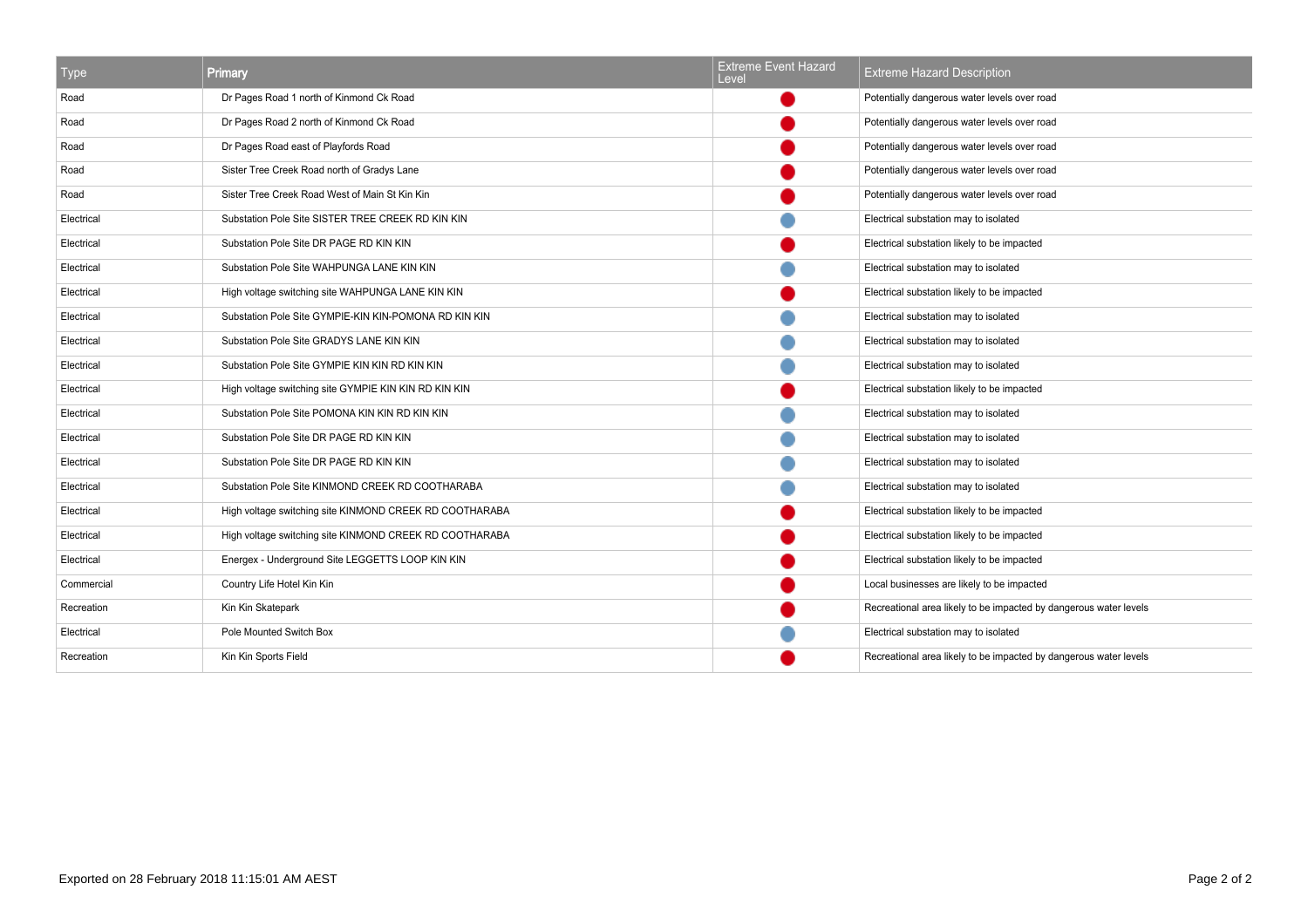| Type | Primary | Extreme Event Hazard Level | Extreme Hazard Description |
|---|---|---|---|
| Road | Dr Pages Road 1 north of Kinmond Ck Road | 🔴 | Potentially dangerous water levels over road |
| Road | Dr Pages Road 2 north of Kinmond Ck Road | 🔴 | Potentially dangerous water levels over road |
| Road | Dr Pages Road east of Playfords Road | 🔴 | Potentially dangerous water levels over road |
| Road | Sister Tree Creek Road north of Gradys Lane | 🔴 | Potentially dangerous water levels over road |
| Road | Sister Tree Creek Road West of Main St Kin Kin | 🔴 | Potentially dangerous water levels over road |
| Electrical | Substation Pole Site SISTER TREE CREEK RD KIN KIN | 🔵 | Electrical substation may to isolated |
| Electrical | Substation Pole Site DR PAGE RD KIN KIN | 🔴 | Electrical substation likely to be impacted |
| Electrical | Substation Pole Site WAHPUNGA LANE KIN KIN | 🔵 | Electrical substation may to isolated |
| Electrical | High voltage switching site WAHPUNGA LANE KIN KIN | 🔴 | Electrical substation likely to be impacted |
| Electrical | Substation Pole Site GYMPIE-KIN KIN-POMONA RD KIN KIN | 🔵 | Electrical substation may to isolated |
| Electrical | Substation Pole Site GRADYS LANE KIN KIN | 🔵 | Electrical substation may to isolated |
| Electrical | Substation Pole Site GYMPIE KIN KIN RD KIN KIN | 🔵 | Electrical substation may to isolated |
| Electrical | High voltage switching site GYMPIE KIN KIN RD KIN KIN | 🔴 | Electrical substation likely to be impacted |
| Electrical | Substation Pole Site POMONA KIN KIN RD KIN KIN | 🔵 | Electrical substation may to isolated |
| Electrical | Substation Pole Site DR PAGE RD KIN KIN | 🔵 | Electrical substation may to isolated |
| Electrical | Substation Pole Site DR PAGE RD KIN KIN | 🔵 | Electrical substation may to isolated |
| Electrical | Substation Pole Site KINMOND CREEK RD COOTHARABA | 🔵 | Electrical substation may to isolated |
| Electrical | High voltage switching site KINMOND CREEK RD COOTHARABA | 🔴 | Electrical substation likely to be impacted |
| Electrical | High voltage switching site KINMOND CREEK RD COOTHARABA | 🔴 | Electrical substation likely to be impacted |
| Electrical | Energex - Underground Site LEGGETTS LOOP KIN KIN | 🔴 | Electrical substation likely to be impacted |
| Commercial | Country Life Hotel Kin Kin | 🔴 | Local businesses are likely to be impacted |
| Recreation | Kin Kin Skatepark | 🔴 | Recreational area likely to be impacted by dangerous water levels |
| Electrical | Pole Mounted Switch Box | 🔵 | Electrical substation may to isolated |
| Recreation | Kin Kin Sports Field | 🔴 | Recreational area likely to be impacted by dangerous water levels |